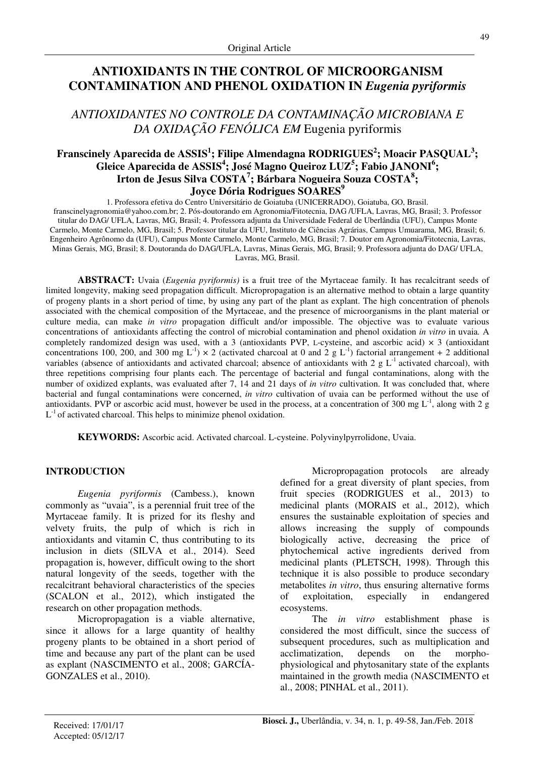Original Article

# ANTIOXIDANTS IN THE CONTROL OF MICROORGANISM CONTAMINATION AND PHENOL OXIDATION IN *Eugenia pyriformis*

## *ANTIOXIDANTES NO CONTROLE DA CONTAMINAÇÃO MICROBIANA E DA OXIDAÇÃO FENÓLICA EM* Eugenia pyriformis

**Franscinely Aparecida de ASSIS[1]; Filipe Almendagna RODRIGUES[2]; Moacir PASQUAL[3]; Gleice Aparecida de ASSIS[4]; José Magno Queiroz LUZ[5]; Fabio JANONI[6]; Irton de Jesus Silva COSTA[7]; Bárbara Nogueira Souza COSTA[8]; Joyce Dória Rodrigues SOARES[9]**

1. Professora efetiva do Centro Universitário de Goiatuba (UNICERRADO), Goiatuba, GO, Brasil. franscinelyagronomia@yahoo.com.br; 2. Pós-doutorando em Agronomia/Fitotecnia, DAG /UFLA, Lavras, MG, Brasil; 3. Professor titular do DAG/ UFLA, Lavras, MG, Brasil; 4. Professora adjunta da Universidade Federal de Uberlândia (UFU), Campus Monte Carmelo, Monte Carmelo, MG, Brasil; 5. Professor titular da UFU, Instituto de Ciências Agrárias, Campus Umuarama, MG, Brasil; 6. Engenheiro Agrônomo da (UFU), Campus Monte Carmelo, Monte Carmelo, MG, Brasil; 7. Doutor em Agronomia/Fitotecnia, Lavras, Minas Gerais, MG, Brasil; 8. Doutoranda do DAG/UFLA, Lavras, Minas Gerais, MG, Brasil; 9. Professora adjunta do DAG/ UFLA, Lavras, MG, Brasil.

**ABSTRACT:** Uvaia (*Eugenia pyriformis)* is a fruit tree of the Myrtaceae family. It has recalcitrant seeds of limited longevity, making seed propagation difficult. Micropropagation is an alternative method to obtain a large quantity of progeny plants in a short period of time, by using any part of the plant as explant. The high concentration of phenols associated with the chemical composition of the Myrtaceae, and the presence of microorganisms in the plant material or culture media, can make *in vitro* propagation difficult and/or impossible. The objective was to evaluate various concentrations of antioxidants affecting the control of microbial contamination and phenol oxidation *in vitro* in uvaia. A completely randomized design was used, with a 3 (antioxidants PVP, L-cysteine, and ascorbic acid) × 3 (antioxidant concentrations 100, 200, and 300 mg $L^{-1}$) × 2 (activated charcoal at 0 and 2 g $L^{-1}$) factorial arrangement + 2 additional variables (absence of antioxidants and activated charcoal; absence of antioxidants with 2 g $L^{-1}$ activated charcoal), with three repetitions comprising four plants each. The percentage of bacterial and fungal contaminations, along with the number of oxidized explants, was evaluated after 7, 14 and 21 days of *in vitro* cultivation. It was concluded that, where bacterial and fungal contaminations were concerned, *in vitro* cultivation of uvaia can be performed without the use of antioxidants. PVP or ascorbic acid must, however be used in the process, at a concentration of 300 mg $L^{-1}$, along with 2 g $L^{-1}$ of activated charcoal. This helps to minimize phenol oxidation.

**KEYWORDS:** Ascorbic acid. Activated charcoal. L-cysteine. Polyvinylpyrrolidone, Uvaia.

## INTRODUCTION

*Eugenia pyriformis* (Cambess.), known commonly as "uvaia", is a perennial fruit tree of the Myrtaceae family. It is prized for its fleshy and velvety fruits, the pulp of which is rich in antioxidants and vitamin C, thus contributing to its inclusion in diets (SILVA et al., 2014). Seed propagation is, however, difficult owing to the short natural longevity of the seeds, together with the recalcitrant behavioral characteristics of the species (SCALON et al., 2012), which instigated the research on other propagation methods.

Micropropagation is a viable alternative, since it allows for a large quantity of healthy progeny plants to be obtained in a short period of time and because any part of the plant can be used as explant (NASCIMENTO et al., 2008; GARCÍA-GONZALES et al., 2010).

Micropropagation protocols are already defined for a great diversity of plant species, from fruit species (RODRIGUES et al., 2013) to medicinal plants (MORAIS et al., 2012), which ensures the sustainable exploitation of species and allows increasing the supply of compounds biologically active, decreasing the price of phytochemical active ingredients derived from medicinal plants (PLETSCH, 1998). Through this technique it is also possible to produce secondary metabolites *in vitro*, thus ensuring alternative forms of exploitation, especially in endangered ecosystems.

The *in vitro* establishment phase is considered the most difficult, since the success of subsequent procedures, such as multiplication and acclimatization, depends on the morpho-physiological and phytosanitary state of the explants maintained in the growth media (NASCIMENTO et al., 2008; PINHAL et al., 2011).

Received: 17/01/17
Accepted: 05/12/17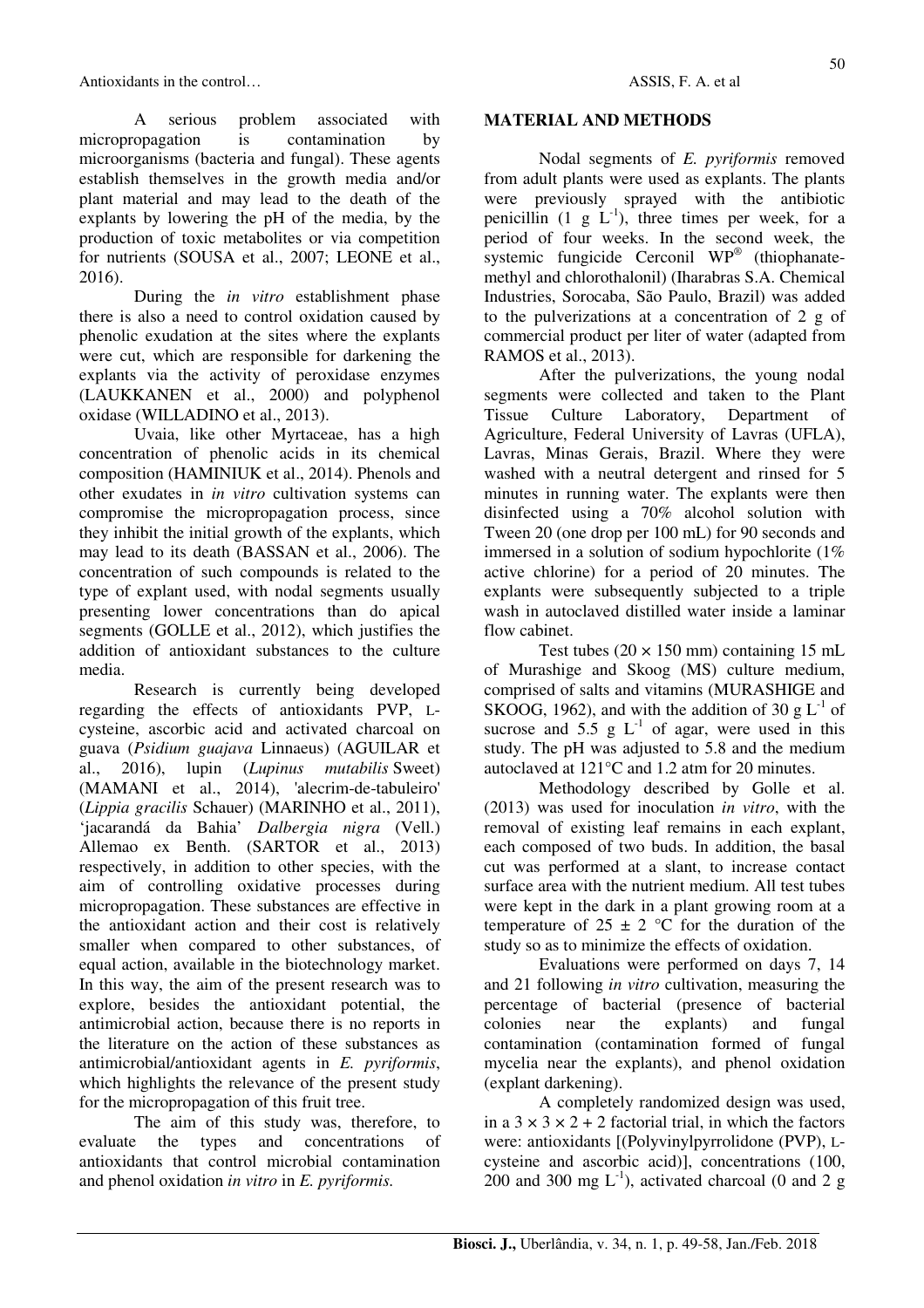A serious problem associated with micropropagation is contamination by microorganisms (bacteria and fungal). These agents establish themselves in the growth media and/or plant material and may lead to the death of the explants by lowering the pH of the media, by the production of toxic metabolites or via competition for nutrients (SOUSA et al., 2007; LEONE et al., 2016).

During the *in vitro* establishment phase there is also a need to control oxidation caused by phenolic exudation at the sites where the explants were cut, which are responsible for darkening the explants via the activity of peroxidase enzymes (LAUKKANEN et al., 2000) and polyphenol oxidase (WILLADINO et al., 2013).

Uvaia, like other Myrtaceae, has a high concentration of phenolic acids in its chemical composition (HAMINIUK et al., 2014). Phenols and other exudates in *in vitro* cultivation systems can compromise the micropropagation process, since they inhibit the initial growth of the explants, which may lead to its death (BASSAN et al., 2006). The concentration of such compounds is related to the type of explant used, with nodal segments usually presenting lower concentrations than do apical segments (GOLLE et al., 2012), which justifies the addition of antioxidant substances to the culture media.

Research is currently being developed regarding the effects of antioxidants PVP, L-cysteine, ascorbic acid and activated charcoal on guava (*Psidium guajava* Linnaeus) (AGUILAR et al., 2016), lupin (*Lupinus mutabilis* Sweet) (MAMANI et al., 2014), 'alecrim-de-tabuleiro' (*Lippia gracilis* Schauer) (MARINHO et al., 2011), 'jacarandá da Bahia' *Dalbergia nigra* (Vell.) Allemao ex Benth. (SARTOR et al., 2013) respectively, in addition to other species, with the aim of controlling oxidative processes during micropropagation. These substances are effective in the antioxidant action and their cost is relatively smaller when compared to other substances, of equal action, available in the biotechnology market. In this way, the aim of the present research was to explore, besides the antioxidant potential, the antimicrobial action, because there is no reports in the literature on the action of these substances as antimicrobial/antioxidant agents in *E. pyriformis*, which highlights the relevance of the present study for the micropropagation of this fruit tree.

The aim of this study was, therefore, to evaluate the types and concentrations of antioxidants that control microbial contamination and phenol oxidation *in vitro* in *E. pyriformis*.

## MATERIAL AND METHODS

Nodal segments of *E. pyriformis* removed from adult plants were used as explants. The plants were previously sprayed with the antibiotic penicillin (1 g $L^{-1}$), three times per week, for a period of four weeks. In the second week, the systemic fungicide Cerconil WP® (thiophanate-methyl and chlorothalonil) (Iharabras S.A. Chemical Industries, Sorocaba, São Paulo, Brazil) was added to the pulverizations at a concentration of 2 g of commercial product per liter of water (adapted from RAMOS et al., 2013).

After the pulverizations, the young nodal segments were collected and taken to the Plant Tissue Culture Laboratory, Department of Agriculture, Federal University of Lavras (UFLA), Lavras, Minas Gerais, Brazil. Where they were washed with a neutral detergent and rinsed for 5 minutes in running water. The explants were then disinfected using a 70% alcohol solution with Tween 20 (one drop per 100 mL) for 90 seconds and immersed in a solution of sodium hypochlorite (1% active chlorine) for a period of 20 minutes. The explants were subsequently subjected to a triple wash in autoclaved distilled water inside a laminar flow cabinet.

Test tubes (20 × 150 mm) containing 15 mL of Murashige and Skoog (MS) culture medium, comprised of salts and vitamins (MURASHIGE and SKOOG, 1962), and with the addition of 30 g $L^{-1}$ of sucrose and 5.5 g $L^{-1}$ of agar, were used in this study. The pH was adjusted to 5.8 and the medium autoclaved at 121°C and 1.2 atm for 20 minutes.

Methodology described by Golle et al. (2013) was used for inoculation *in vitro*, with the removal of existing leaf remains in each explant, each composed of two buds. In addition, the basal cut was performed at a slant, to increase contact surface area with the nutrient medium. All test tubes were kept in the dark in a plant growing room at a temperature of 25 ± 2 °C for the duration of the study so as to minimize the effects of oxidation.

Evaluations were performed on days 7, 14 and 21 following *in vitro* cultivation, measuring the percentage of bacterial (presence of bacterial colonies near the explants) and fungal contamination (contamination formed of fungal mycelia near the explants), and phenol oxidation (explant darkening).

A completely randomized design was used, in a 3 × 3 × 2 + 2 factorial trial, in which the factors were: antioxidants [(Polyvinylpyrrolidone (PVP), L-cysteine and ascorbic acid)], concentrations (100, 200 and 300 mg $L^{-1}$), activated charcoal (0 and 2 g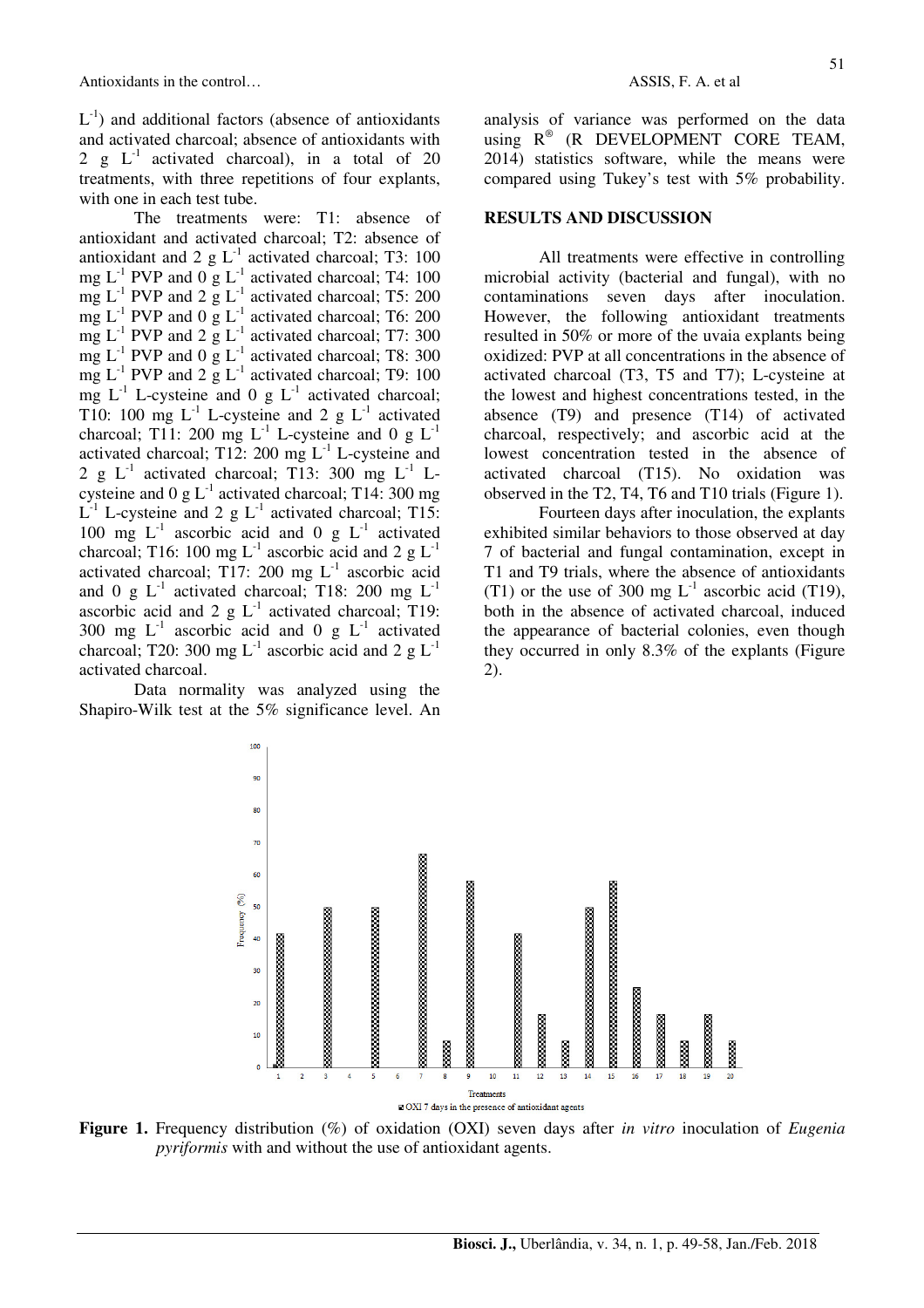$L^{-1}$) and additional factors (absence of antioxidants and activated charcoal; absence of antioxidants with 2 g $L^{-1}$ activated charcoal), in a total of 20 treatments, with three repetitions of four explants, with one in each test tube.

The treatments were: T1: absence of antioxidant and activated charcoal; T2: absence of antioxidant and 2 g $L^{-1}$ activated charcoal; T3: 100 mg $L^{-1}$ PVP and 0 g $L^{-1}$ activated charcoal; T4: 100 mg $L^{-1}$ PVP and 2 g $L^{-1}$ activated charcoal; T5: 200 mg $L^{-1}$ PVP and 0 g $L^{-1}$ activated charcoal; T6: 200 mg $L^{-1}$ PVP and 2 g $L^{-1}$ activated charcoal; T7: 300 mg $L^{-1}$ PVP and 0 g $L^{-1}$ activated charcoal; T8: 300 mg $L^{-1}$ PVP and 2 g $L^{-1}$ activated charcoal; T9: 100 mg $L^{-1}$ L-cysteine and 0 g $L^{-1}$ activated charcoal; T10: 100 mg $L^{-1}$ L-cysteine and 2 g $L^{-1}$ activated charcoal; T11: 200 mg $L^{-1}$ L-cysteine and 0 g $L^{-1}$ activated charcoal; T12: 200 mg $L^{-1}$ L-cysteine and 2 g $L^{-1}$ activated charcoal; T13: 300 mg $L^{-1}$ L-cysteine and 0 g $L^{-1}$ activated charcoal; T14: 300 mg $L^{-1}$ L-cysteine and 2 g $L^{-1}$ activated charcoal; T15: 100 mg $L^{-1}$ ascorbic acid and 0 g $L^{-1}$ activated charcoal; T16: 100 mg $L^{-1}$ ascorbic acid and 2 g $L^{-1}$ activated charcoal; T17: 200 mg $L^{-1}$ ascorbic acid and 0 g $L^{-1}$ activated charcoal; T18: 200 mg $L^{-1}$ ascorbic acid and 2 g $L^{-1}$ activated charcoal; T19: 300 mg $L^{-1}$ ascorbic acid and 0 g $L^{-1}$ activated charcoal; T20: 300 mg $L^{-1}$ ascorbic acid and 2 g $L^{-1}$ activated charcoal.

Data normality was analyzed using the Shapiro-Wilk test at the 5% significance level. An analysis of variance was performed on the data using R® (R DEVELOPMENT CORE TEAM, 2014) statistics software, while the means were compared using Tukey's test with 5% probability.

## RESULTS AND DISCUSSION

All treatments were effective in controlling microbial activity (bacterial and fungal), with no contaminations seven days after inoculation. However, the following antioxidant treatments resulted in 50% or more of the uvaia explants being oxidized: PVP at all concentrations in the absence of activated charcoal (T3, T5 and T7); L-cysteine at the lowest and highest concentrations tested, in the absence (T9) and presence (T14) of activated charcoal, respectively; and ascorbic acid at the lowest concentration tested in the absence of activated charcoal (T15). No oxidation was observed in the T2, T4, T6 and T10 trials (Figure 1).

Fourteen days after inoculation, the explants exhibited similar behaviors to those observed at day 7 of bacterial and fungal contamination, except in T1 and T9 trials, where the absence of antioxidants (T1) or the use of 300 mg $L^{-1}$ ascorbic acid (T19), both in the absence of activated charcoal, induced the appearance of bacterial colonies, even though they occurred in only 8.3% of the explants (Figure 2).

**Figure 1.** Frequency distribution (%) of oxidation (OXI) seven days after *in vitro* inoculation of *Eugenia pyriformis* with and without the use of antioxidant agents.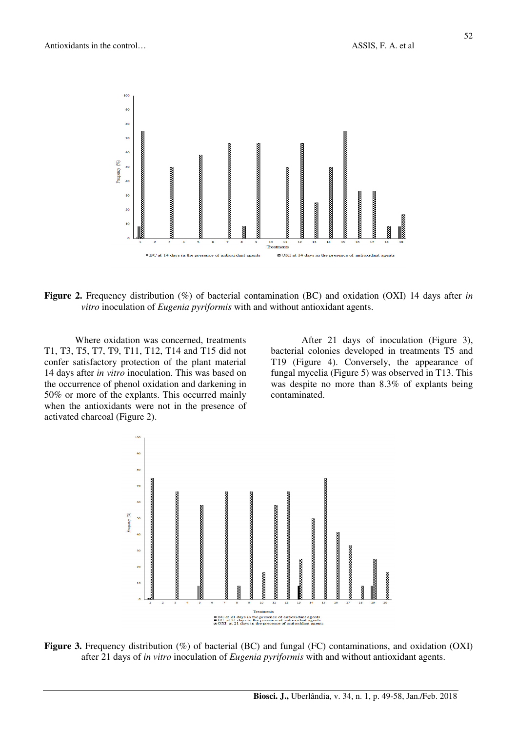**Figure 2.** Frequency distribution (%) of bacterial contamination (BC) and oxidation (OXI) 14 days after *in vitro* inoculation of *Eugenia pyriformis* with and without antioxidant agents.

Where oxidation was concerned, treatments T1, T3, T5, T7, T9, T11, T12, T14 and T15 did not confer satisfactory protection of the plant material 14 days after *in vitro* inoculation. This was based on the occurrence of phenol oxidation and darkening in 50% or more of the explants. This occurred mainly when the antioxidants were not in the presence of activated charcoal (Figure 2).

After 21 days of inoculation (Figure 3), bacterial colonies developed in treatments T5 and T19 (Figure 4). Conversely, the appearance of fungal mycelia (Figure 5) was observed in T13. This was despite no more than 8.3% of explants being contaminated.

**Figure 3.** Frequency distribution (%) of bacterial (BC) and fungal (FC) contaminations, and oxidation (OXI) after 21 days of *in vitro* inoculation of *Eugenia pyriformis* with and without antioxidant agents.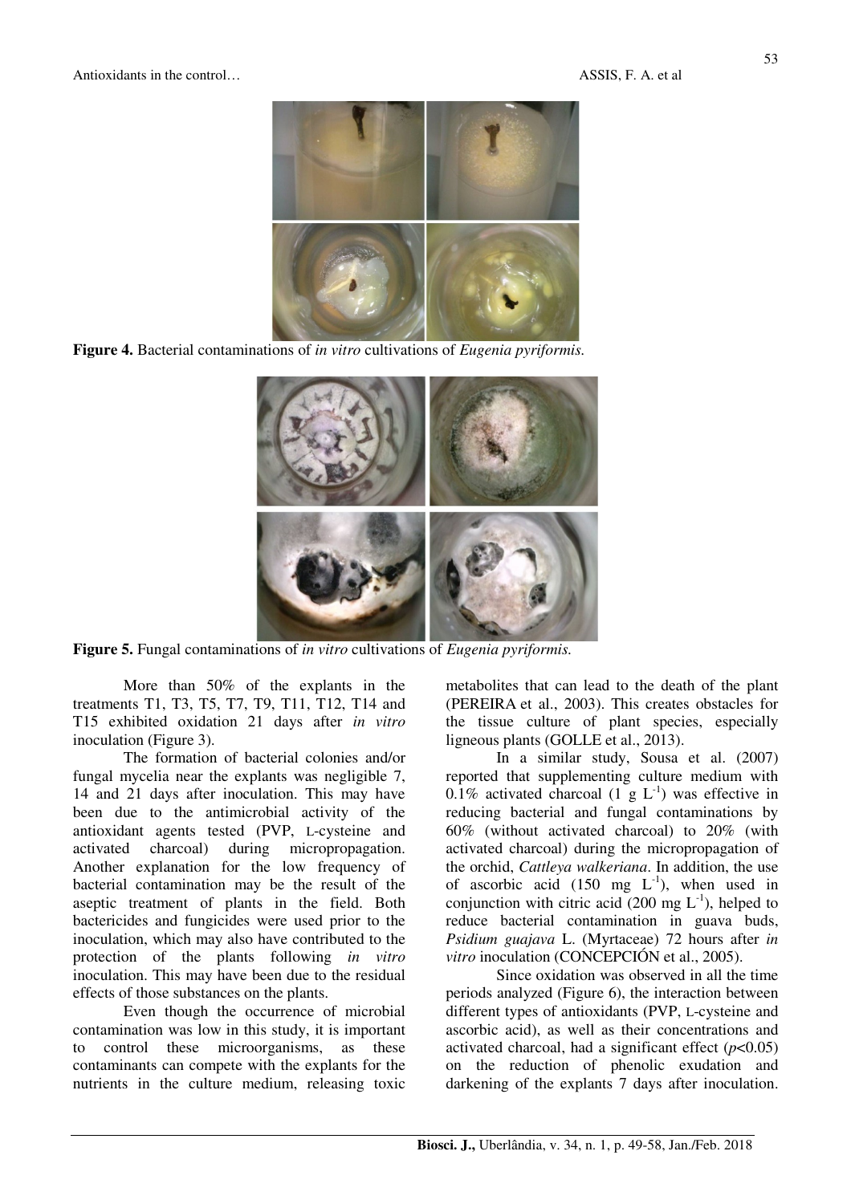**Figure 4.** Bacterial contaminations of *in vitro* cultivations of *Eugenia pyriformis.*

**Figure 5.** Fungal contaminations of *in vitro* cultivations of *Eugenia pyriformis.*

More than 50% of the explants in the treatments T1, T3, T5, T7, T9, T11, T12, T14 and T15 exhibited oxidation 21 days after *in vitro* inoculation (Figure 3).

The formation of bacterial colonies and/or fungal mycelia near the explants was negligible 7, 14 and 21 days after inoculation. This may have been due to the antimicrobial activity of the antioxidant agents tested (PVP, L-cysteine and activated charcoal) during micropropagation. Another explanation for the low frequency of bacterial contamination may be the result of the aseptic treatment of plants in the field. Both bactericides and fungicides were used prior to the inoculation, which may also have contributed to the protection of the plants following *in vitro* inoculation. This may have been due to the residual effects of those substances on the plants.

Even though the occurrence of microbial contamination was low in this study, it is important to control these microorganisms, as these contaminants can compete with the explants for the nutrients in the culture medium, releasing toxic metabolites that can lead to the death of the plant (PEREIRA et al., 2003). This creates obstacles for the tissue culture of plant species, especially ligneous plants (GOLLE et al., 2013).

In a similar study, Sousa et al. (2007) reported that supplementing culture medium with 0.1% activated charcoal (1 g $L^{-1}$) was effective in reducing bacterial and fungal contaminations by 60% (without activated charcoal) to 20% (with activated charcoal) during the micropropagation of the orchid, *Cattleya walkeriana*. In addition, the use of ascorbic acid (150 mg $L^{-1}$), when used in conjunction with citric acid (200 mg $L^{-1}$), helped to reduce bacterial contamination in guava buds, *Psidium guajava* L. (Myrtaceae) 72 hours after *in vitro* inoculation (CONCEPCIÓN et al., 2005).

Since oxidation was observed in all the time periods analyzed (Figure 6), the interaction between different types of antioxidants (PVP, L-cysteine and ascorbic acid), as well as their concentrations and activated charcoal, had a significant effect ($p<0.05$) on the reduction of phenolic exudation and darkening of the explants 7 days after inoculation.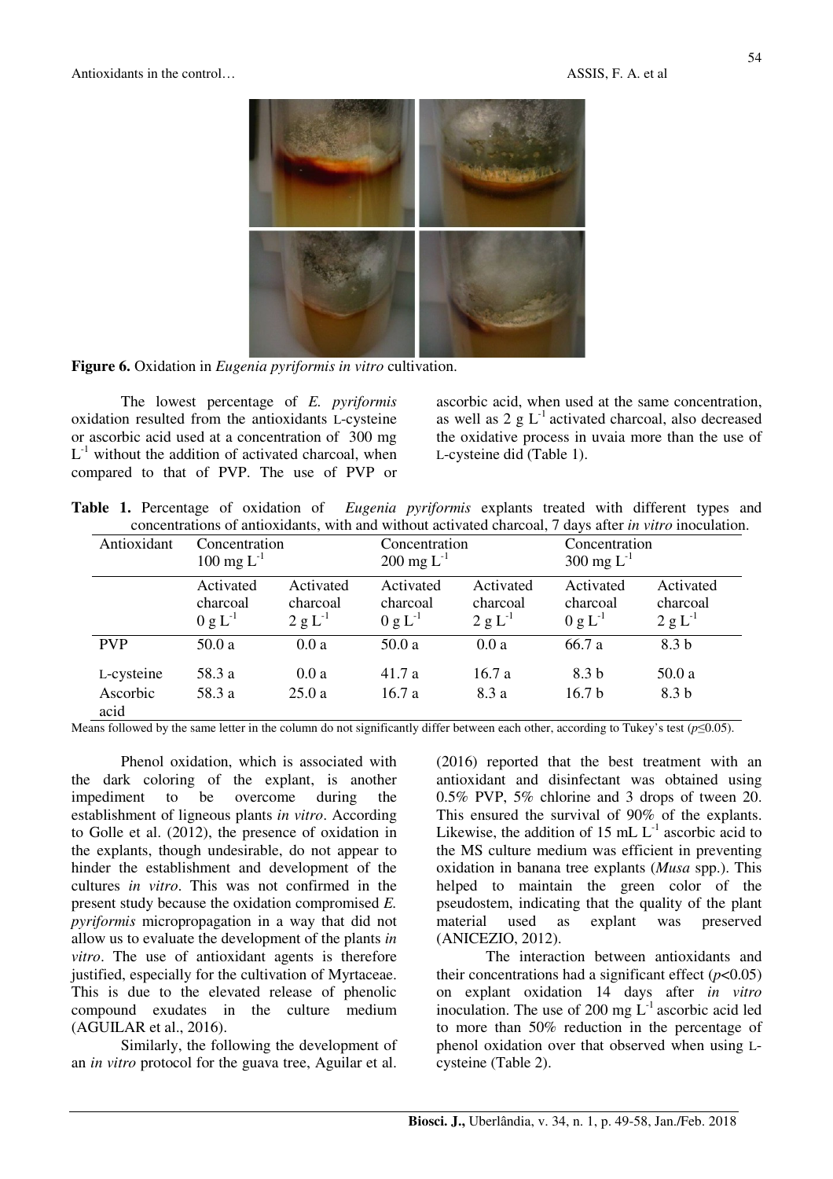**Figure 6.** Oxidation in *Eugenia pyriformis in vitro* cultivation.

The lowest percentage of *E. pyriformis* oxidation resulted from the antioxidants L-cysteine or ascorbic acid used at a concentration of 300 mg $L^{-1}$ without the addition of activated charcoal, when compared to that of PVP. The use of PVP or ascorbic acid, when used at the same concentration, as well as 2 g $L^{-1}$ activated charcoal, also decreased the oxidative process in uvaia more than the use of L-cysteine did (Table 1).

**Table 1.** Percentage of oxidation of *Eugenia pyriformis* explants treated with different types and concentrations of antioxidants, with and without activated charcoal, 7 days after *in vitro* inoculation.

| Antioxidant | Concentration 100 mg $L^{-1}$ | | Concentration 200 mg $L^{-1}$ | | Concentration 300 mg $L^{-1}$ | |
|---|---|---|---|---|---|---|
| | Activated charcoal 0 g $L^{-1}$ | Activated charcoal 2 g $L^{-1}$ | Activated charcoal 0 g $L^{-1}$ | Activated charcoal 2 g $L^{-1}$ | Activated charcoal 0 g $L^{-1}$ | Activated charcoal 2 g $L^{-1}$ |
| PVP | 50.0 a | 0.0 a | 50.0 a | 0.0 a | 66.7 a | 8.3 b |
| L-cysteine | 58.3 a | 0.0 a | 41.7 a | 16.7 a | 8.3 b | 50.0 a |
| Ascorbic acid | 58.3 a | 25.0 a | 16.7 a | 8.3 a | 16.7 b | 8.3 b |

Means followed by the same letter in the column do not significantly differ between each other, according to Tukey's test ($p \leq 0.05$).

Phenol oxidation, which is associated with the dark coloring of the explant, is another impediment to be overcome during the establishment of ligneous plants *in vitro*. According to Golle et al. (2012), the presence of oxidation in the explants, though undesirable, do not appear to hinder the establishment and development of the cultures *in vitro*. This was not confirmed in the present study because the oxidation compromised *E. pyriformis* micropropagation in a way that did not allow us to evaluate the development of the plants *in vitro*. The use of antioxidant agents is therefore justified, especially for the cultivation of Myrtaceae. This is due to the elevated release of phenolic compound exudates in the culture medium (AGUILAR et al., 2016).

Similarly, the following the development of an *in vitro* protocol for the guava tree, Aguilar et al. (2016) reported that the best treatment with an antioxidant and disinfectant was obtained using 0.5% PVP, 5% chlorine and 3 drops of tween 20. This ensured the survival of 90% of the explants. Likewise, the addition of 15 mL $L^{-1}$ ascorbic acid to the MS culture medium was efficient in preventing oxidation in banana tree explants (*Musa* spp.). This helped to maintain the green color of the pseudostem, indicating that the quality of the plant material used as explant was preserved (ANICEZIO, 2012).

The interaction between antioxidants and their concentrations had a significant effect ($p<0.05$) on explant oxidation 14 days after *in vitro* inoculation. The use of 200 mg $L^{-1}$ ascorbic acid led to more than 50% reduction in the percentage of phenol oxidation over that observed when using L-cysteine (Table 2).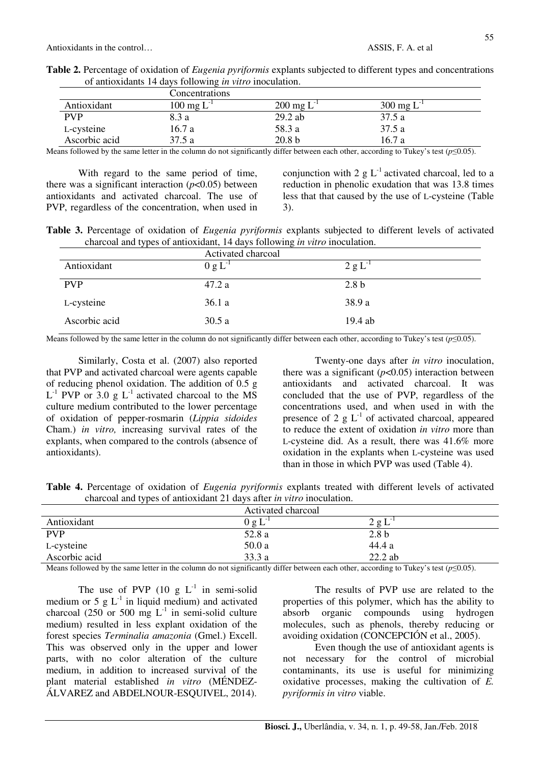**Table 2.** Percentage of oxidation of *Eugenia pyriformis* explants subjected to different types and concentrations of antioxidants 14 days following *in vitro* inoculation.

| | Concentrations | | |
|---|---|---|---|
| Antioxidant | 100 mg $L^{-1}$ | 200 mg $L^{-1}$ | 300 mg $L^{-1}$ |
| PVP | 8.3 a | 29.2 ab | 37.5 a |
| L-cysteine | 16.7 a | 58.3 a | 37.5 a |
| Ascorbic acid | 37.5 a | 20.8 b | 16.7 a |

Means followed by the same letter in the column do not significantly differ between each other, according to Tukey's test ($p \leq 0.05$).

With regard to the same period of time, there was a significant interaction ($p < 0.05$) between antioxidants and activated charcoal. The use of PVP, regardless of the concentration, when used in conjunction with 2 g $L^{-1}$ activated charcoal, led to a reduction in phenolic exudation that was 13.8 times less that that caused by the use of L-cysteine (Table 3).

**Table 3.** Percentage of oxidation of *Eugenia pyriformis* explants subjected to different levels of activated charcoal and types of antioxidant, 14 days following *in vitro* inoculation.

| | Activated charcoal | |
|---|---|---|
| Antioxidant | 0 g $L^{-1}$ | 2 g $L^{-1}$ |
| PVP | 47.2 a | 2.8 b |
| L-cysteine | 36.1 a | 38.9 a |
| Ascorbic acid | 30.5 a | 19.4 ab |

Means followed by the same letter in the column do not significantly differ between each other, according to Tukey's test ($p \leq 0.05$).

Similarly, Costa et al. (2007) also reported that PVP and activated charcoal were agents capable of reducing phenol oxidation. The addition of 0.5 g $L^{-1}$ PVP or 3.0 g $L^{-1}$ activated charcoal to the MS culture medium contributed to the lower percentage of oxidation of pepper-rosmarin (*Lippia sidoides* Cham.) *in vitro,* increasing survival rates of the explants, when compared to the controls (absence of antioxidants).

Twenty-one days after *in vitro* inoculation, there was a significant ($p < 0.05$) interaction between antioxidants and activated charcoal. It was concluded that the use of PVP, regardless of the concentrations used, and when used in with the presence of 2 g $L^{-1}$ of activated charcoal, appeared to reduce the extent of oxidation *in vitro* more than L-cysteine did. As a result, there was 41.6% more oxidation in the explants when L-cysteine was used than in those in which PVP was used (Table 4).

**Table 4.** Percentage of oxidation of *Eugenia pyriformis* explants treated with different levels of activated charcoal and types of antioxidant 21 days after *in vitro* inoculation.

| | Activated charcoal | |
|---|---|---|
| Antioxidant | 0 g $L^{-1}$ | 2 g $L^{-1}$ |
| PVP | 52.8 a | 2.8 b |
| L-cysteine | 50.0 a | 44.4 a |
| Ascorbic acid | 33.3 a | 22.2 ab |

Means followed by the same letter in the column do not significantly differ between each other, according to Tukey's test ($p \leq 0.05$).

The use of PVP (10 g $L^{-1}$ in semi-solid medium or 5 g $L^{-1}$ in liquid medium) and activated charcoal (250 or 500 mg $L^{-1}$ in semi-solid culture medium) resulted in less explant oxidation of the forest species *Terminalia amazonia* (Gmel.) Excell. This was observed only in the upper and lower parts, with no color alteration of the culture medium, in addition to increased survival of the plant material established *in vitro* (MÉNDEZ-ÁLVAREZ and ABDELNOUR-ESQUIVEL, 2014).

The results of PVP use are related to the properties of this polymer, which has the ability to absorb organic compounds using hydrogen molecules, such as phenols, thereby reducing or avoiding oxidation (CONCEPCIÓN et al., 2005).

Even though the use of antioxidant agents is not necessary for the control of microbial contaminants, its use is useful for minimizing oxidative processes, making the cultivation of *E. pyriformis in vitro* viable.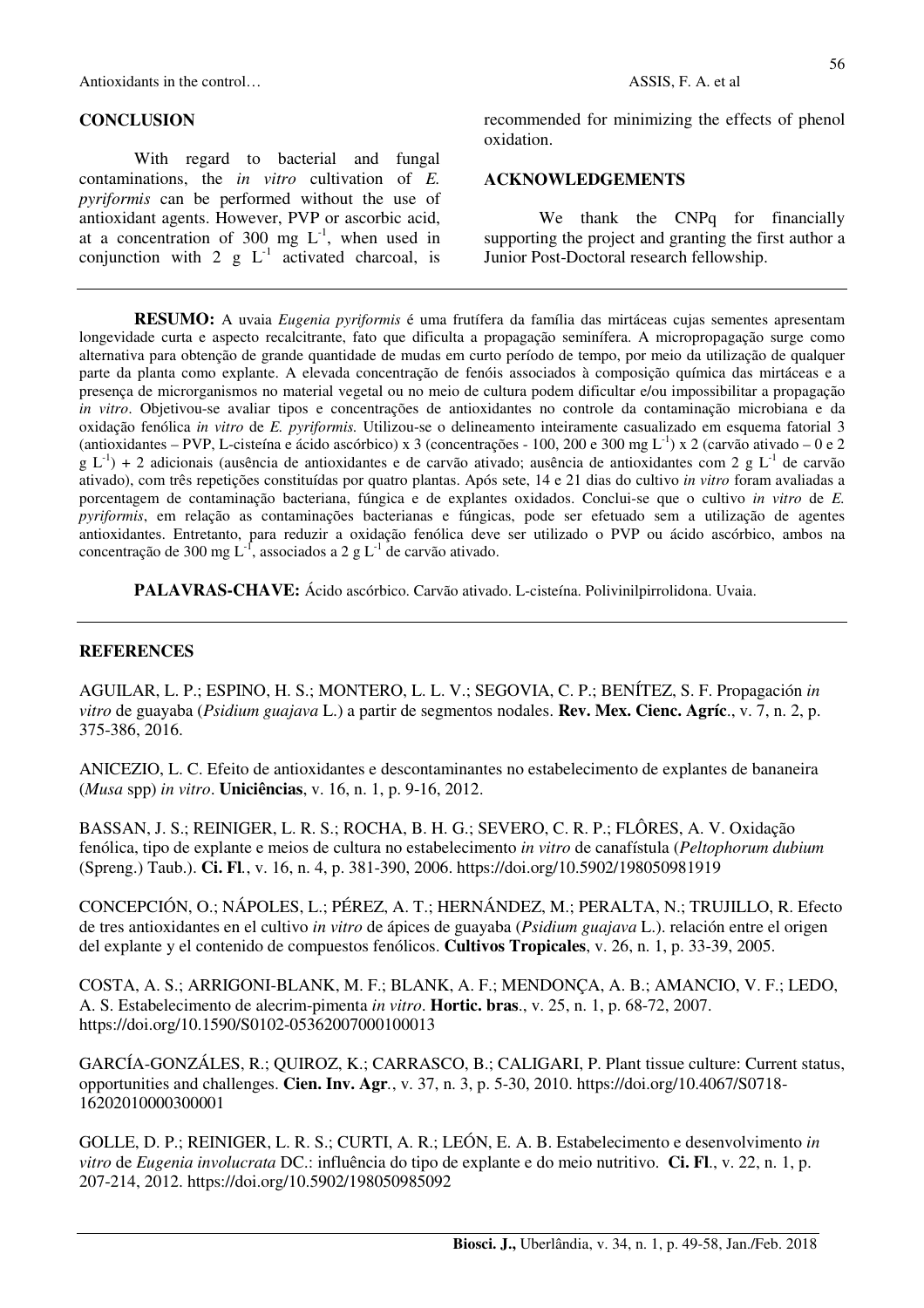## CONCLUSION

With regard to bacterial and fungal contaminations, the *in vitro* cultivation of *E. pyriformis* can be performed without the use of antioxidant agents. However, PVP or ascorbic acid, at a concentration of 300 mg $L^{-1}$, when used in conjunction with 2 g $L^{-1}$ activated charcoal, is recommended for minimizing the effects of phenol oxidation.

## ACKNOWLEDGEMENTS

We thank the CNPq for financially supporting the project and granting the first author a Junior Post-Doctoral research fellowship.

---

**RESUMO:** A uvaia *Eugenia pyriformis* é uma frutífera da família das mirtáceas cujas sementes apresentam longevidade curta e aspecto recalcitrante, fato que dificulta a propagação seminífera. A micropropagação surge como alternativa para obtenção de grande quantidade de mudas em curto período de tempo, por meio da utilização de qualquer parte da planta como explante. A elevada concentração de fenóis associados à composição química das mirtáceas e a presença de microrganismos no material vegetal ou no meio de cultura podem dificultar e/ou impossibilitar a propagação *in vitro*. Objetivou-se avaliar tipos e concentrações de antioxidantes no controle da contaminação microbiana e da oxidação fenólica *in vitro* de *E. pyriformis.* Utilizou-se o delineamento inteiramente casualizado em esquema fatorial 3 (antioxidantes – PVP, L-cisteína e ácido ascórbico) x 3 (concentrações - 100, 200 e 300 mg $L^{-1}$) x 2 (carvão ativado – 0 e 2 g $L^{-1}$) + 2 adicionais (ausência de antioxidantes e de carvão ativado; ausência de antioxidantes com 2 g $L^{-1}$ de carvão ativado), com três repetições constituídas por quatro plantas. Após sete, 14 e 21 dias do cultivo *in vitro* foram avaliadas a porcentagem de contaminação bacteriana, fúngica e de explantes oxidados. Conclui-se que o cultivo *in vitro* de *E. pyriformis*, em relação as contaminações bacterianas e fúngicas, pode ser efetuado sem a utilização de agentes antioxidantes. Entretanto, para reduzir a oxidação fenólica deve ser utilizado o PVP ou ácido ascórbico, ambos na concentração de 300 mg $L^{-1}$, associados a 2 g $L^{-1}$ de carvão ativado.

**PALAVRAS-CHAVE:** Ácido ascórbico. Carvão ativado. L-cisteína. Polivinilpirrolidona. Uvaia.

---

## REFERENCES

AGUILAR, L. P.; ESPINO, H. S.; MONTERO, L. L. V.; SEGOVIA, C. P.; BENÍTEZ, S. F. Propagación *in vitro* de guayaba (*Psidium guajava* L.) a partir de segmentos nodales. **Rev. Mex. Cienc. Agríc**., v. 7, n. 2, p. 375-386, 2016.

ANICEZIO, L. C. Efeito de antioxidantes e descontaminantes no estabelecimento de explantes de bananeira (*Musa* spp) *in vitro*. **Uniciências**, v. 16, n. 1, p. 9-16, 2012.

BASSAN, J. S.; REINIGER, L. R. S.; ROCHA, B. H. G.; SEVERO, C. R. P.; FLÔRES, A. V. Oxidação fenólica, tipo de explante e meios de cultura no estabelecimento *in vitro* de canafístula (*Peltophorum dubium* (Spreng.) Taub.). **Ci. Fl**., v. 16, n. 4, p. 381-390, 2006. https://doi.org/10.5902/198050981919

CONCEPCIÓN, O.; NÁPOLES, L.; PÉREZ, A. T.; HERNÁNDEZ, M.; PERALTA, N.; TRUJILLO, R. Efecto de tres antioxidantes en el cultivo *in vitro* de ápices de guayaba (*Psidium guajava* L.). relación entre el origen del explante y el contenido de compuestos fenólicos. **Cultivos Tropicales**, v. 26, n. 1, p. 33-39, 2005.

COSTA, A. S.; ARRIGONI-BLANK, M. F.; BLANK, A. F.; MENDONÇA, A. B.; AMANCIO, V. F.; LEDO, A. S. Estabelecimento de alecrim-pimenta *in vitro*. **Hortic. bras**., v. 25, n. 1, p. 68-72, 2007. https://doi.org/10.1590/S0102-05362007000100013

GARCÍA-GONZÁLES, R.; QUIROZ, K.; CARRASCO, B.; CALIGARI, P. Plant tissue culture: Current status, opportunities and challenges. **Cien. Inv. Agr**., v. 37, n. 3, p. 5-30, 2010. https://doi.org/10.4067/S0718-16202010000300001

GOLLE, D. P.; REINIGER, L. R. S.; CURTI, A. R.; LEÓN, E. A. B. Estabelecimento e desenvolvimento *in vitro* de *Eugenia involucrata* DC.: influência do tipo de explante e do meio nutritivo. **Ci. Fl**., v. 22, n. 1, p. 207-214, 2012. https://doi.org/10.5902/198050985092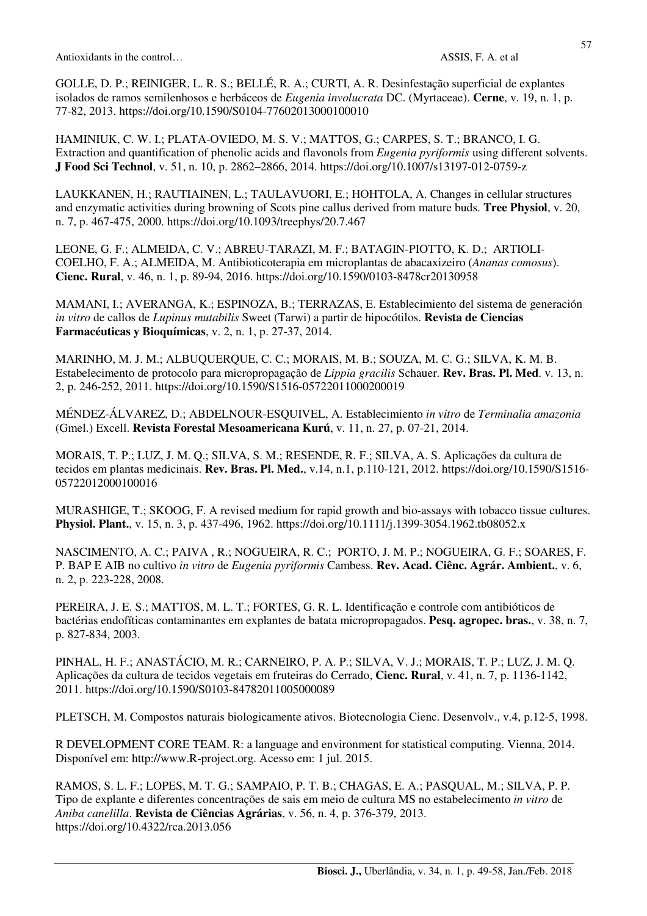GOLLE, D. P.; REINIGER, L. R. S.; BELLÉ, R. A.; CURTI, A. R. Desinfestação superficial de explantes isolados de ramos semilenhosos e herbáceos de *Eugenia involucrata* DC. (Myrtaceae). **Cerne**, v. 19, n. 1, p. 77-82, 2013. https://doi.org/10.1590/S0104-77602013000100010

HAMINIUK, C. W. I.; PLATA-OVIEDO, M. S. V.; MATTOS, G.; CARPES, S. T.; BRANCO, I. G. Extraction and quantification of phenolic acids and flavonols from *Eugenia pyriformis* using different solvents. **J Food Sci Technol**, v. 51, n. 10, p. 2862–2866, 2014. https://doi.org/10.1007/s13197-012-0759-z

LAUKKANEN, H.; RAUTIAINEN, L.; TAULAVUORI, E.; HOHTOLA, A. Changes in cellular structures and enzymatic activities during browning of Scots pine callus derived from mature buds. **Tree Physiol**, v. 20, n. 7, p. 467-475, 2000. https://doi.org/10.1093/treephys/20.7.467

LEONE, G. F.; ALMEIDA, C. V.; ABREU-TARAZI, M. F.; BATAGIN-PIOTTO, K. D.; ARTIOLI-COELHO, F. A.; ALMEIDA, M. Antibioticoterapia em microplantas de abacaxizeiro (*Ananas comosus*). **Cienc. Rural**, v. 46, n. 1, p. 89-94, 2016. https://doi.org/10.1590/0103-8478cr20130958

MAMANI, I.; AVERANGA, K.; ESPINOZA, B.; TERRAZAS, E. Establecimiento del sistema de generación *in vitro* de callos de *Lupinus mutabilis* Sweet (Tarwi) a partir de hipocótilos. **Revista de Ciencias Farmacéuticas y Bioquímicas**, v. 2, n. 1, p. 27-37, 2014.

MARINHO, M. J. M.; ALBUQUERQUE, C. C.; MORAIS, M. B.; SOUZA, M. C. G.; SILVA, K. M. B. Estabelecimento de protocolo para micropropagação de *Lippia gracilis* Schauer. **Rev. Bras. Pl. Med**. v. 13, n. 2, p. 246-252, 2011. https://doi.org/10.1590/S1516-05722011000200019

MÉNDEZ-ÁLVAREZ, D.; ABDELNOUR-ESQUIVEL, A. Establecimiento *in vitro* de *Terminalia amazonia* (Gmel.) Excell. **Revista Forestal Mesoamericana Kurú**, v. 11, n. 27, p. 07-21, 2014.

MORAIS, T. P.; LUZ, J. M. Q.; SILVA, S. M.; RESENDE, R. F.; SILVA, A. S. Aplicações da cultura de tecidos em plantas medicinais. **Rev. Bras. Pl. Med.**, v.14, n.1, p.110-121, 2012. https://doi.org/10.1590/S1516-05722012000100016

MURASHIGE, T.; SKOOG, F. A revised medium for rapid growth and bio-assays with tobacco tissue cultures. **Physiol. Plant.**, v. 15, n. 3, p. 437-496, 1962. https://doi.org/10.1111/j.1399-3054.1962.tb08052.x

NASCIMENTO, A. C.; PAIVA , R.; NOGUEIRA, R. C.; PORTO, J. M. P.; NOGUEIRA, G. F.; SOARES, F. P. BAP E AIB no cultivo *in vitro* de *Eugenia pyriformis* Cambess. **Rev. Acad. Ciênc. Agrár. Ambient.**, v. 6, n. 2, p. 223-228, 2008.

PEREIRA, J. E. S.; MATTOS, M. L. T.; FORTES, G. R. L. Identificação e controle com antibióticos de bactérias endofíticas contaminantes em explantes de batata micropropagados. **Pesq. agropec. bras.**, v. 38, n. 7, p. 827-834, 2003.

PINHAL, H. F.; ANASTÁCIO, M. R.; CARNEIRO, P. A. P.; SILVA, V. J.; MORAIS, T. P.; LUZ, J. M. Q. Aplicações da cultura de tecidos vegetais em fruteiras do Cerrado, **Cienc. Rural**, v. 41, n. 7, p. 1136-1142, 2011. https://doi.org/10.1590/S0103-84782011005000089

PLETSCH, M. Compostos naturais biologicamente ativos. Biotecnologia Cienc. Desenvolv., v.4, p.12-5, 1998.

R DEVELOPMENT CORE TEAM. R: a language and environment for statistical computing. Vienna, 2014. Disponível em: http://www.R-project.org. Acesso em: 1 jul. 2015.

RAMOS, S. L. F.; LOPES, M. T. G.; SAMPAIO, P. T. B.; CHAGAS, E. A.; PASQUAL, M.; SILVA, P. P. Tipo de explante e diferentes concentrações de sais em meio de cultura MS no estabelecimento *in vitro* de *Aniba canelilla*. **Revista de Ciências Agrárias**, v. 56, n. 4, p. 376-379, 2013. https://doi.org/10.4322/rca.2013.056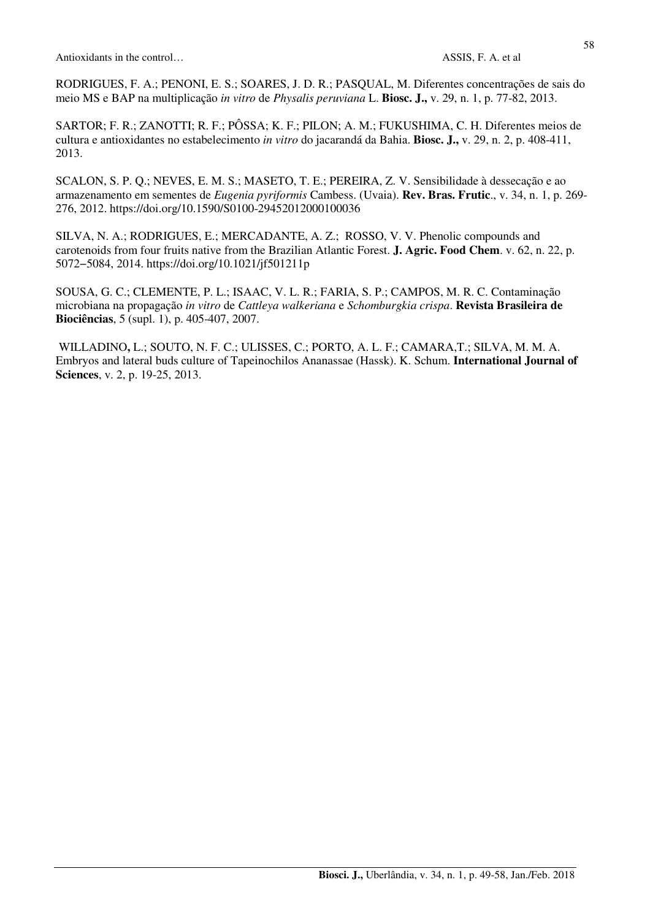RODRIGUES, F. A.; PENONI, E. S.; SOARES, J. D. R.; PASQUAL, M. Diferentes concentrações de sais do meio MS e BAP na multiplicação *in vitro* de *Physalis peruviana* L. **Biosc. J.,** v. 29, n. 1, p. 77-82, 2013.

SARTOR; F. R.; ZANOTTI; R. F.; PÔSSA; K. F.; PILON; A. M.; FUKUSHIMA, C. H. Diferentes meios de cultura e antioxidantes no estabelecimento *in vitro* do jacarandá da Bahia. **Biosc. J.,** v. 29, n. 2, p. 408-411, 2013.

SCALON, S. P. Q.; NEVES, E. M. S.; MASETO, T. E.; PEREIRA, Z. V. Sensibilidade à dessecação e ao armazenamento em sementes de *Eugenia pyriformis* Cambess. (Uvaia). **Rev. Bras. Frutic**., v. 34, n. 1, p. 269-276, 2012. https://doi.org/10.1590/S0100-29452012000100036

SILVA, N. A.; RODRIGUES, E.; MERCADANTE, A. Z.; ROSSO, V. V. Phenolic compounds and carotenoids from four fruits native from the Brazilian Atlantic Forest. **J. Agric. Food Chem**. v. 62, n. 22, p. 5072–5084, 2014. https://doi.org/10.1021/jf501211p

SOUSA, G. C.; CLEMENTE, P. L.; ISAAC, V. L. R.; FARIA, S. P.; CAMPOS, M. R. C. Contaminação microbiana na propagação *in vitro* de *Cattleya walkeriana* e *Schomburgkia crispa*. **Revista Brasileira de Biociências**, 5 (supl. 1), p. 405-407, 2007.

WILLADINO**,** L.; SOUTO, N. F. C.; ULISSES, C.; PORTO, A. L. F.; CAMARA,T.; SILVA, M. M. A. Embryos and lateral buds culture of Tapeinochilos Ananassae (Hassk). K. Schum. **International Journal of Sciences**, v. 2, p. 19-25, 2013.